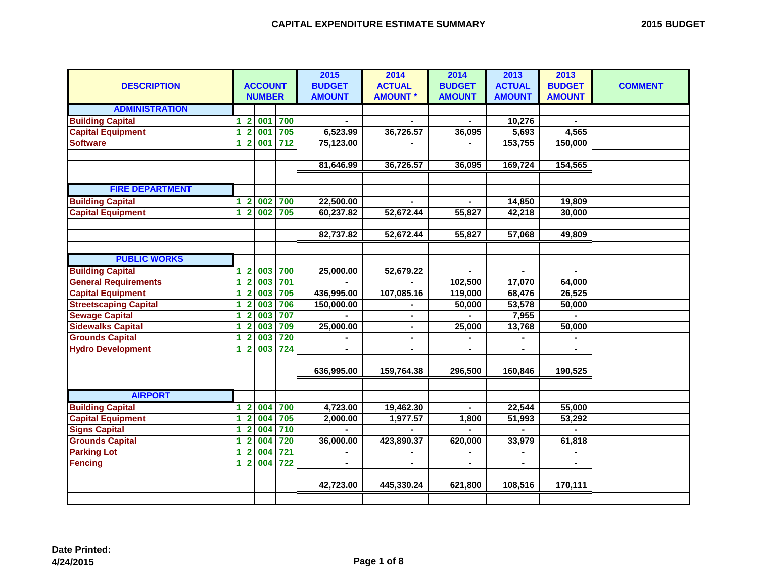# CAPITAL EXPENDITURE ESTIMATE SUMMARY

**2015 BUDGET**

| DESCRIPTION | ACCOUNT NUMBER | | | | 2015 BUDGET AMOUNT | 2014 ACTUAL AMOUNT * | 2014 BUDGET AMOUNT | 2013 ACTUAL AMOUNT | 2013 BUDGET AMOUNT | COMMENT |
|---|---|---|---|---|---|---|---|---|---|---|
| **ADMINISTRATION** | | | | | | | | | | |
| Building Capital | 1 | 2 | 001 | 700 | - | - | - | 10,276 | - | |
| Capital Equipment | 1 | 2 | 001 | 705 | 6,523.99 | 36,726.57 | 36,095 | 5,693 | 4,565 | |
| Software | 1 | 2 | 001 | 712 | 75,123.00 | - | - | 153,755 | 150,000 | |
| | | | | | 81,646.99 | 36,726.57 | 36,095 | 169,724 | 154,565 | |
| **FIRE DEPARTMENT** | | | | | | | | | | |
| Building Capital | 1 | 2 | 002 | 700 | 22,500.00 | - | - | 14,850 | 19,809 | |
| Capital Equipment | 1 | 2 | 002 | 705 | 60,237.82 | 52,672.44 | 55,827 | 42,218 | 30,000 | |
| | | | | | 82,737.82 | 52,672.44 | 55,827 | 57,068 | 49,809 | |
| **PUBLIC WORKS** | | | | | | | | | | |
| Building Capital | 1 | 2 | 003 | 700 | 25,000.00 | 52,679.22 | - | - | - | |
| General Requirements | 1 | 2 | 003 | 701 | - | - | 102,500 | 17,070 | 64,000 | |
| Capital Equipment | 1 | 2 | 003 | 705 | 436,995.00 | 107,085.16 | 119,000 | 68,476 | 26,525 | |
| Streetscaping Capital | 1 | 2 | 003 | 706 | 150,000.00 | - | 50,000 | 53,578 | 50,000 | |
| Sewage Capital | 1 | 2 | 003 | 707 | - | - | - | 7,955 | - | |
| Sidewalks Capital | 1 | 2 | 003 | 709 | 25,000.00 | - | 25,000 | 13,768 | 50,000 | |
| Grounds Capital | 1 | 2 | 003 | 720 | - | - | - | - | - | |
| Hydro Development | 1 | 2 | 003 | 724 | - | - | - | - | - | |
| | | | | | 636,995.00 | 159,764.38 | 296,500 | 160,846 | 190,525 | |
| **AIRPORT** | | | | | | | | | | |
| Building Capital | 1 | 2 | 004 | 700 | 4,723.00 | 19,462.30 | - | 22,544 | 55,000 | |
| Capital Equipment | 1 | 2 | 004 | 705 | 2,000.00 | 1,977.57 | 1,800 | 51,993 | 53,292 | |
| Signs Capital | 1 | 2 | 004 | 710 | - | - | - | - | - | |
| Grounds Capital | 1 | 2 | 004 | 720 | 36,000.00 | 423,890.37 | 620,000 | 33,979 | 61,818 | |
| Parking Lot | 1 | 2 | 004 | 721 | - | - | - | - | - | |
| Fencing | 1 | 2 | 004 | 722 | - | - | - | - | - | |
| | | | | | 42,723.00 | 445,330.24 | 621,800 | 108,516 | 170,111 | |

**Date Printed:**
**4/24/2015**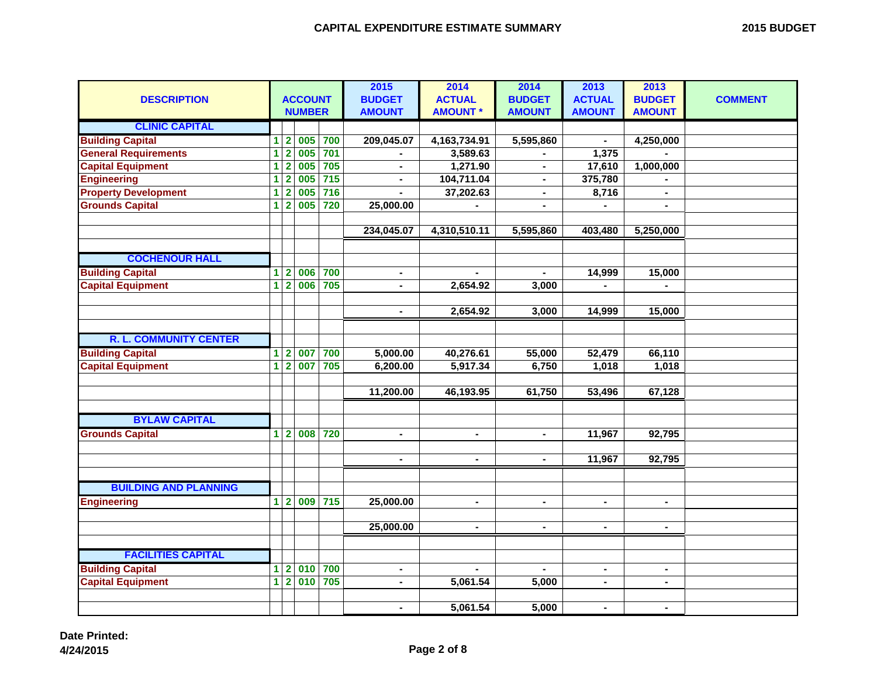## CAPITAL EXPENDITURE ESTIMATE SUMMARY

**2015 BUDGET**

| DESCRIPTION | ACCOUNT NUMBER | | | | 2015 BUDGET AMOUNT | 2014 ACTUAL AMOUNT * | 2014 BUDGET AMOUNT | 2013 ACTUAL AMOUNT | 2013 BUDGET AMOUNT | COMMENT |
|---|---|---|---|---|---|---|---|---|---|---|
| **CLINIC CAPITAL** | | | | | | | | | | |
| Building Capital | 1 | 2 | 005 | 700 | 209,045.07 | 4,163,734.91 | 5,595,860 | - | 4,250,000 | |
| General Requirements | 1 | 2 | 005 | 701 | - | 3,589.63 | - | 1,375 | - | |
| Capital Equipment | 1 | 2 | 005 | 705 | - | 1,271.90 | - | 17,610 | 1,000,000 | |
| Engineering | 1 | 2 | 005 | 715 | - | 104,711.04 | - | 375,780 | - | |
| Property Development | 1 | 2 | 005 | 716 | - | 37,202.63 | - | 8,716 | - | |
| Grounds Capital | 1 | 2 | 005 | 720 | 25,000.00 | - | - | - | - | |
| | | | | | 234,045.07 | 4,310,510.11 | 5,595,860 | 403,480 | 5,250,000 | |
| **COCHENOUR HALL** | | | | | | | | | | |
| Building Capital | 1 | 2 | 006 | 700 | - | - | - | 14,999 | 15,000 | |
| Capital Equipment | 1 | 2 | 006 | 705 | - | 2,654.92 | 3,000 | - | - | |
| | | | | | - | 2,654.92 | 3,000 | 14,999 | 15,000 | |
| **R. L. COMMUNITY CENTER** | | | | | | | | | | |
| Building Capital | 1 | 2 | 007 | 700 | 5,000.00 | 40,276.61 | 55,000 | 52,479 | 66,110 | |
| Capital Equipment | 1 | 2 | 007 | 705 | 6,200.00 | 5,917.34 | 6,750 | 1,018 | 1,018 | |
| | | | | | 11,200.00 | 46,193.95 | 61,750 | 53,496 | 67,128 | |
| **BYLAW CAPITAL** | | | | | | | | | | |
| Grounds Capital | 1 | 2 | 008 | 720 | - | - | - | 11,967 | 92,795 | |
| | | | | | - | - | - | 11,967 | 92,795 | |
| **BUILDING AND PLANNING** | | | | | | | | | | |
| Engineering | 1 | 2 | 009 | 715 | 25,000.00 | - | - | - | - | |
| | | | | | 25,000.00 | - | - | - | - | |
| **FACILITIES CAPITAL** | | | | | | | | | | |
| Building Capital | 1 | 2 | 010 | 700 | - | - | - | - | - | |
| Capital Equipment | 1 | 2 | 010 | 705 | - | 5,061.54 | 5,000 | - | - | |
| | | | | | - | 5,061.54 | 5,000 | - | - | |

**Date Printed:**
**4/24/2015**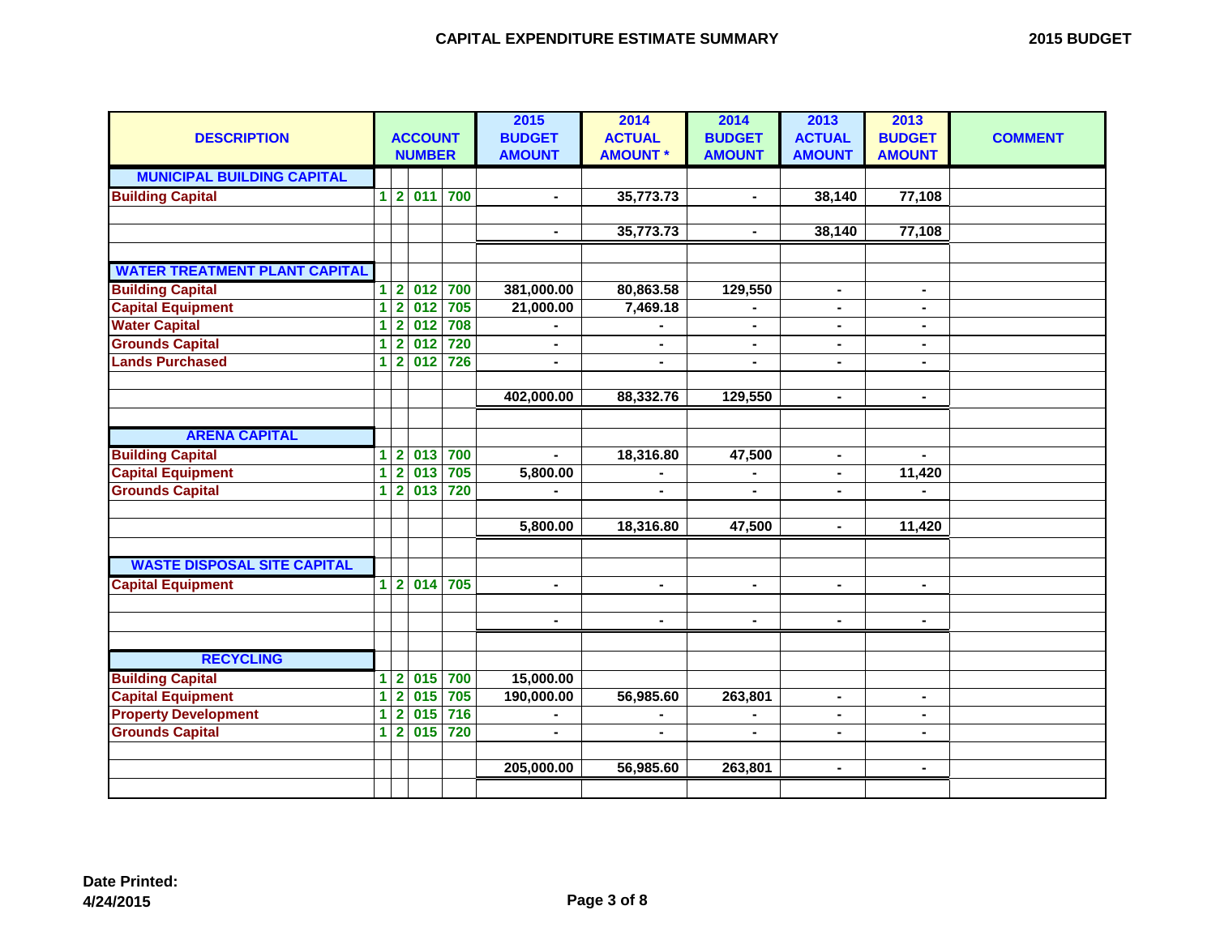# CAPITAL EXPENDITURE ESTIMATE SUMMARY

**2015 BUDGET**

| DESCRIPTION | ACCOUNT NUMBER | | | | 2015 BUDGET AMOUNT | 2014 ACTUAL AMOUNT * | 2014 BUDGET AMOUNT | 2013 ACTUAL AMOUNT | 2013 BUDGET AMOUNT | COMMENT |
|---|---|---|---|---|---|---|---|---|---|---|
| **MUNICIPAL BUILDING CAPITAL** | | | | | | | | | | |
| Building Capital | 1 | 2 | 011 | 700 | - | 35,773.73 | - | 38,140 | 77,108 | |
| | | | | | | | | | | |
| | | | | | - | 35,773.73 | - | 38,140 | 77,108 | |
| | | | | | | | | | | |
| **WATER TREATMENT PLANT CAPITAL** | | | | | | | | | | |
| Building Capital | 1 | 2 | 012 | 700 | 381,000.00 | 80,863.58 | 129,550 | - | - | |
| Capital Equipment | 1 | 2 | 012 | 705 | 21,000.00 | 7,469.18 | - | - | - | |
| Water Capital | 1 | 2 | 012 | 708 | - | - | - | - | - | |
| Grounds Capital | 1 | 2 | 012 | 720 | - | - | - | - | - | |
| Lands Purchased | 1 | 2 | 012 | 726 | - | - | - | - | - | |
| | | | | | | | | | | |
| | | | | | 402,000.00 | 88,332.76 | 129,550 | - | - | |
| | | | | | | | | | | |
| **ARENA CAPITAL** | | | | | | | | | | |
| Building Capital | 1 | 2 | 013 | 700 | - | 18,316.80 | 47,500 | - | - | |
| Capital Equipment | 1 | 2 | 013 | 705 | 5,800.00 | - | - | - | 11,420 | |
| Grounds Capital | 1 | 2 | 013 | 720 | - | - | - | - | - | |
| | | | | | | | | | | |
| | | | | | 5,800.00 | 18,316.80 | 47,500 | - | 11,420 | |
| | | | | | | | | | | |
| **WASTE DISPOSAL SITE CAPITAL** | | | | | | | | | | |
| Capital Equipment | 1 | 2 | 014 | 705 | - | - | - | - | - | |
| | | | | | | | | | | |
| | | | | | - | - | - | - | - | |
| | | | | | | | | | | |
| **RECYCLING** | | | | | | | | | | |
| Building Capital | 1 | 2 | 015 | 700 | 15,000.00 | | | | | |
| Capital Equipment | 1 | 2 | 015 | 705 | 190,000.00 | 56,985.60 | 263,801 | - | - | |
| Property Development | 1 | 2 | 015 | 716 | - | - | - | - | - | |
| Grounds Capital | 1 | 2 | 015 | 720 | - | - | - | - | - | |
| | | | | | | | | | | |
| | | | | | 205,000.00 | 56,985.60 | 263,801 | - | - | |

**Date Printed:**
**4/24/2015**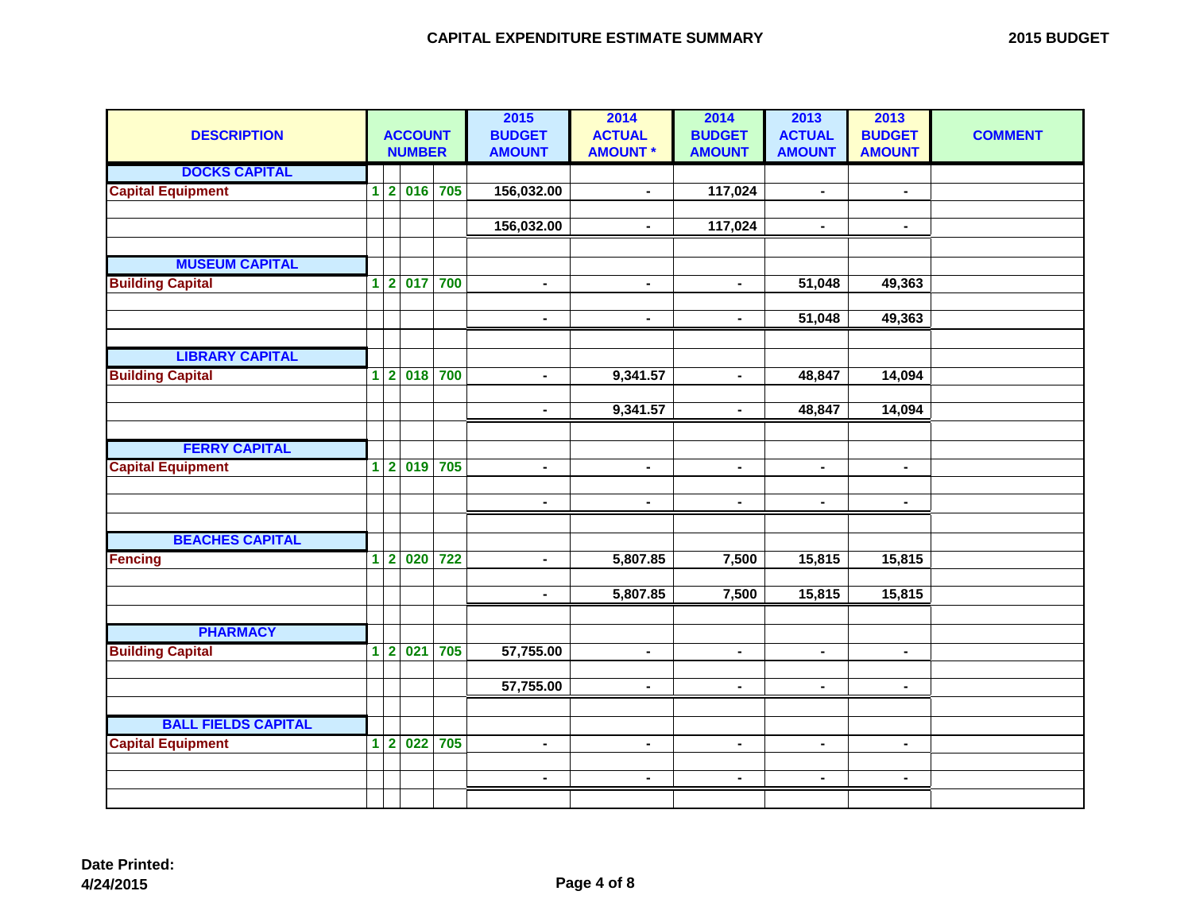# CAPITAL EXPENDITURE ESTIMATE SUMMARY

**2015 BUDGET**

| DESCRIPTION | ACCOUNT NUMBER | | | | 2015 BUDGET AMOUNT | 2014 ACTUAL AMOUNT * | 2014 BUDGET AMOUNT | 2013 ACTUAL AMOUNT | 2013 BUDGET AMOUNT | COMMENT |
|---|---|---|---|---|---|---|---|---|---|---|
| **DOCKS CAPITAL** | | | | | | | | | | |
| Capital Equipment | 1 | 2 | 016 | 705 | 156,032.00 | - | 117,024 | - | - | |
| | | | | | | | | | | |
| | | | | | 156,032.00 | - | 117,024 | - | - | |
| | | | | | | | | | | |
| **MUSEUM CAPITAL** | | | | | | | | | | |
| Building Capital | 1 | 2 | 017 | 700 | - | - | - | 51,048 | 49,363 | |
| | | | | | | | | | | |
| | | | | | - | - | - | 51,048 | 49,363 | |
| | | | | | | | | | | |
| **LIBRARY CAPITAL** | | | | | | | | | | |
| Building Capital | 1 | 2 | 018 | 700 | - | 9,341.57 | - | 48,847 | 14,094 | |
| | | | | | | | | | | |
| | | | | | - | 9,341.57 | - | 48,847 | 14,094 | |
| | | | | | | | | | | |
| **FERRY CAPITAL** | | | | | | | | | | |
| Capital Equipment | 1 | 2 | 019 | 705 | - | - | - | - | - | |
| | | | | | | | | | | |
| | | | | | - | - | - | - | - | |
| | | | | | | | | | | |
| **BEACHES CAPITAL** | | | | | | | | | | |
| Fencing | 1 | 2 | 020 | 722 | - | 5,807.85 | 7,500 | 15,815 | 15,815 | |
| | | | | | | | | | | |
| | | | | | - | 5,807.85 | 7,500 | 15,815 | 15,815 | |
| | | | | | | | | | | |
| **PHARMACY** | | | | | | | | | | |
| Building Capital | 1 | 2 | 021 | 705 | 57,755.00 | - | - | - | - | |
| | | | | | | | | | | |
| | | | | | 57,755.00 | - | - | - | - | |
| | | | | | | | | | | |
| **BALL FIELDS CAPITAL** | | | | | | | | | | |
| Capital Equipment | 1 | 2 | 022 | 705 | - | - | - | - | - | |
| | | | | | | | | | | |
| | | | | | - | - | - | - | - | |

**Date Printed:**
**4/24/2015**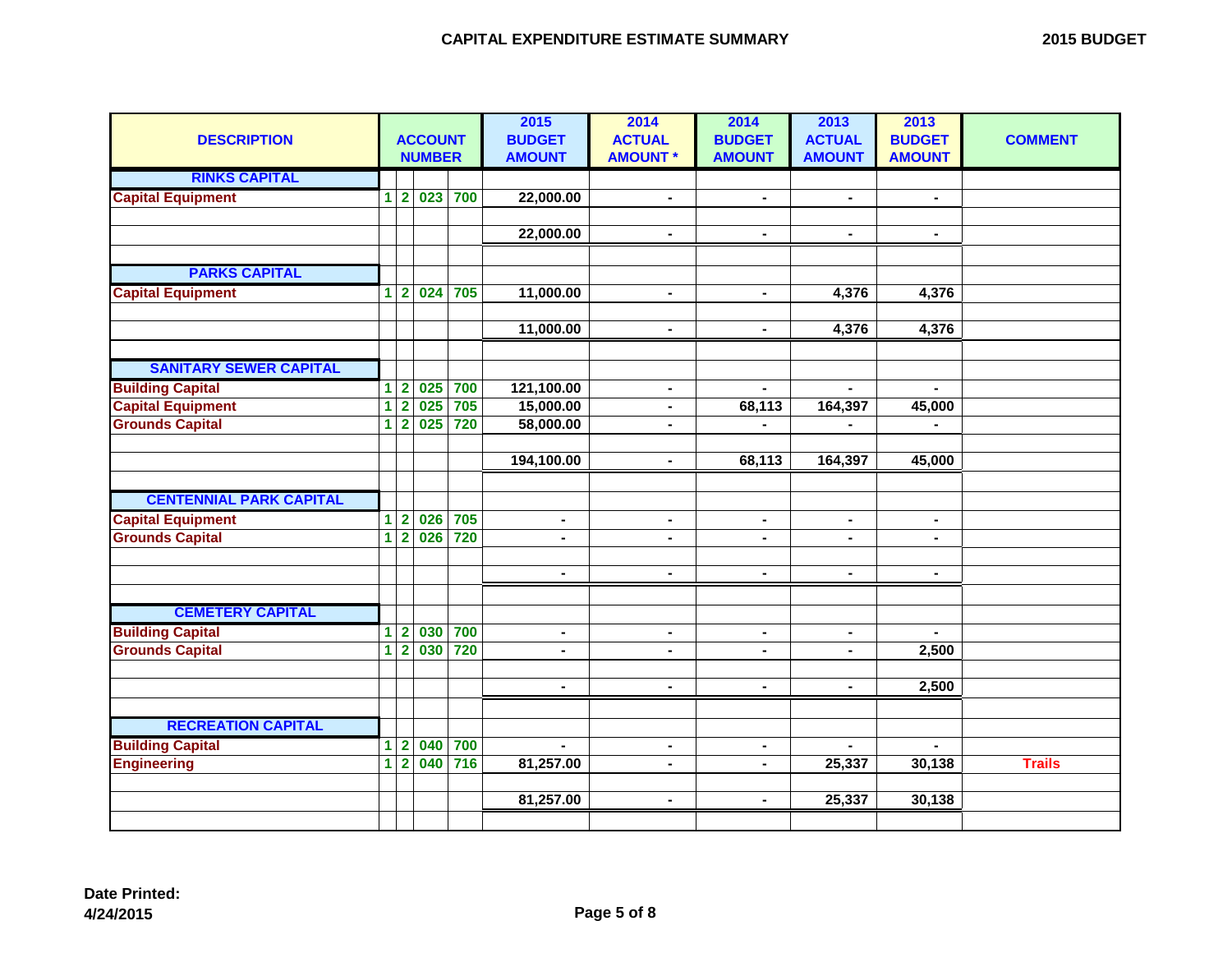## CAPITAL EXPENDITURE ESTIMATE SUMMARY

**2015 BUDGET**

| DESCRIPTION | ACCOUNT NUMBER | | | | 2015 BUDGET AMOUNT | 2014 ACTUAL AMOUNT * | 2014 BUDGET AMOUNT | 2013 ACTUAL AMOUNT | 2013 BUDGET AMOUNT | COMMENT |
|---|---|---|---|---|---|---|---|---|---|---|
| **RINKS CAPITAL** | | | | | | | | | | |
| Capital Equipment | 1 | 2 | 023 | 700 | 22,000.00 | - | - | - | - | |
| | | | | | | | | | | |
| | | | | | 22,000.00 | - | - | - | - | |
| | | | | | | | | | | |
| **PARKS CAPITAL** | | | | | | | | | | |
| Capital Equipment | 1 | 2 | 024 | 705 | 11,000.00 | - | - | 4,376 | 4,376 | |
| | | | | | | | | | | |
| | | | | | 11,000.00 | - | - | 4,376 | 4,376 | |
| | | | | | | | | | | |
| **SANITARY SEWER CAPITAL** | | | | | | | | | | |
| Building Capital | 1 | 2 | 025 | 700 | 121,100.00 | - | - | - | - | |
| Capital Equipment | 1 | 2 | 025 | 705 | 15,000.00 | - | 68,113 | 164,397 | 45,000 | |
| Grounds Capital | 1 | 2 | 025 | 720 | 58,000.00 | - | - | - | - | |
| | | | | | | | | | | |
| | | | | | 194,100.00 | - | 68,113 | 164,397 | 45,000 | |
| | | | | | | | | | | |
| **CENTENNIAL PARK CAPITAL** | | | | | | | | | | |
| Capital Equipment | 1 | 2 | 026 | 705 | - | - | - | - | - | |
| Grounds Capital | 1 | 2 | 026 | 720 | - | - | - | - | - | |
| | | | | | | | | | | |
| | | | | | - | - | - | - | - | |
| | | | | | | | | | | |
| **CEMETERY CAPITAL** | | | | | | | | | | |
| Building Capital | 1 | 2 | 030 | 700 | - | - | - | - | - | |
| Grounds Capital | 1 | 2 | 030 | 720 | - | - | - | - | 2,500 | |
| | | | | | | | | | | |
| | | | | | - | - | - | - | 2,500 | |
| | | | | | | | | | | |
| **RECREATION CAPITAL** | | | | | | | | | | |
| Building Capital | 1 | 2 | 040 | 700 | - | - | - | - | - | |
| Engineering | 1 | 2 | 040 | 716 | 81,257.00 | - | - | 25,337 | 30,138 | Trails |
| | | | | | | | | | | |
| | | | | | 81,257.00 | - | - | 25,337 | 30,138 | |

Date Printed:
4/24/2015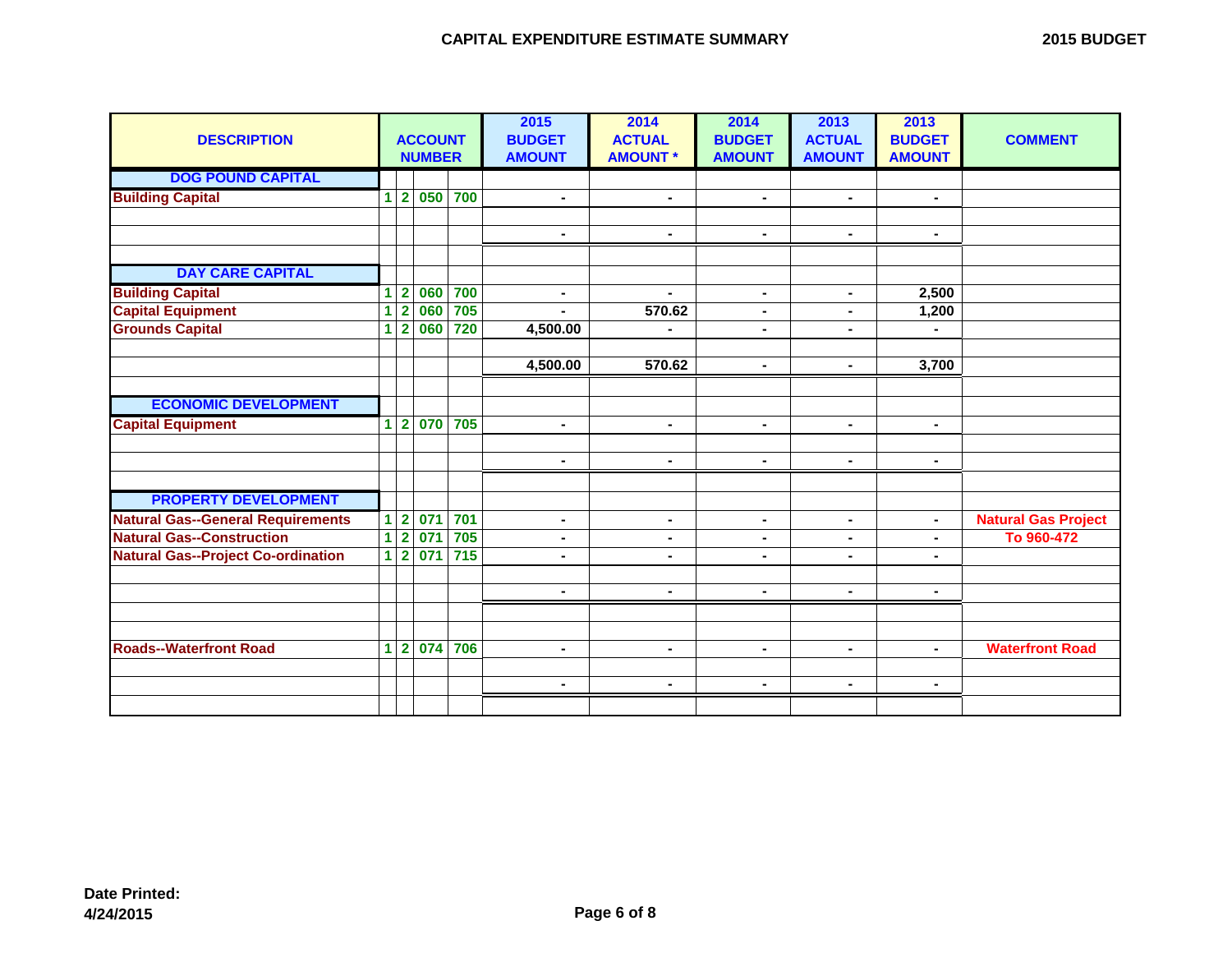## CAPITAL EXPENDITURE ESTIMATE SUMMARY

**2015 BUDGET**

| DESCRIPTION | ACCOUNT NUMBER | | | | 2015 BUDGET AMOUNT | 2014 ACTUAL AMOUNT * | 2014 BUDGET AMOUNT | 2013 ACTUAL AMOUNT | 2013 BUDGET AMOUNT | COMMENT |
|---|---|---|---|---|---|---|---|---|---|---|
| **DOG POUND CAPITAL** | | | | | | | | | | |
| Building Capital | 1 | 2 | 050 | 700 | - | - | - | - | - | |
| | | | | | | | | | | |
| | | | | | - | - | - | - | - | |
| | | | | | | | | | | |
| **DAY CARE CAPITAL** | | | | | | | | | | |
| Building Capital | 1 | 2 | 060 | 700 | - | - | - | - | 2,500 | |
| Capital Equipment | 1 | 2 | 060 | 705 | - | 570.62 | - | - | 1,200 | |
| Grounds Capital | 1 | 2 | 060 | 720 | 4,500.00 | - | - | - | - | |
| | | | | | | | | | | |
| | | | | | 4,500.00 | 570.62 | - | - | 3,700 | |
| | | | | | | | | | | |
| **ECONOMIC DEVELOPMENT** | | | | | | | | | | |
| Capital Equipment | 1 | 2 | 070 | 705 | - | - | - | - | - | |
| | | | | | | | | | | |
| | | | | | - | - | - | - | - | |
| | | | | | | | | | | |
| **PROPERTY DEVELOPMENT** | | | | | | | | | | |
| Natural Gas--General Requirements | 1 | 2 | 071 | 701 | - | - | - | - | - | Natural Gas Project |
| Natural Gas--Construction | 1 | 2 | 071 | 705 | - | - | - | - | - | To 960-472 |
| Natural Gas--Project Co-ordination | 1 | 2 | 071 | 715 | - | - | - | - | - | |
| | | | | | | | | | | |
| | | | | | - | - | - | - | - | |
| | | | | | | | | | | |
| | | | | | | | | | | |
| Roads--Waterfront Road | 1 | 2 | 074 | 706 | - | - | - | - | - | Waterfront Road |
| | | | | | | | | | | |
| | | | | | - | - | - | - | - | |
| | | | | | | | | | | |

**Date Printed:**
**4/24/2015**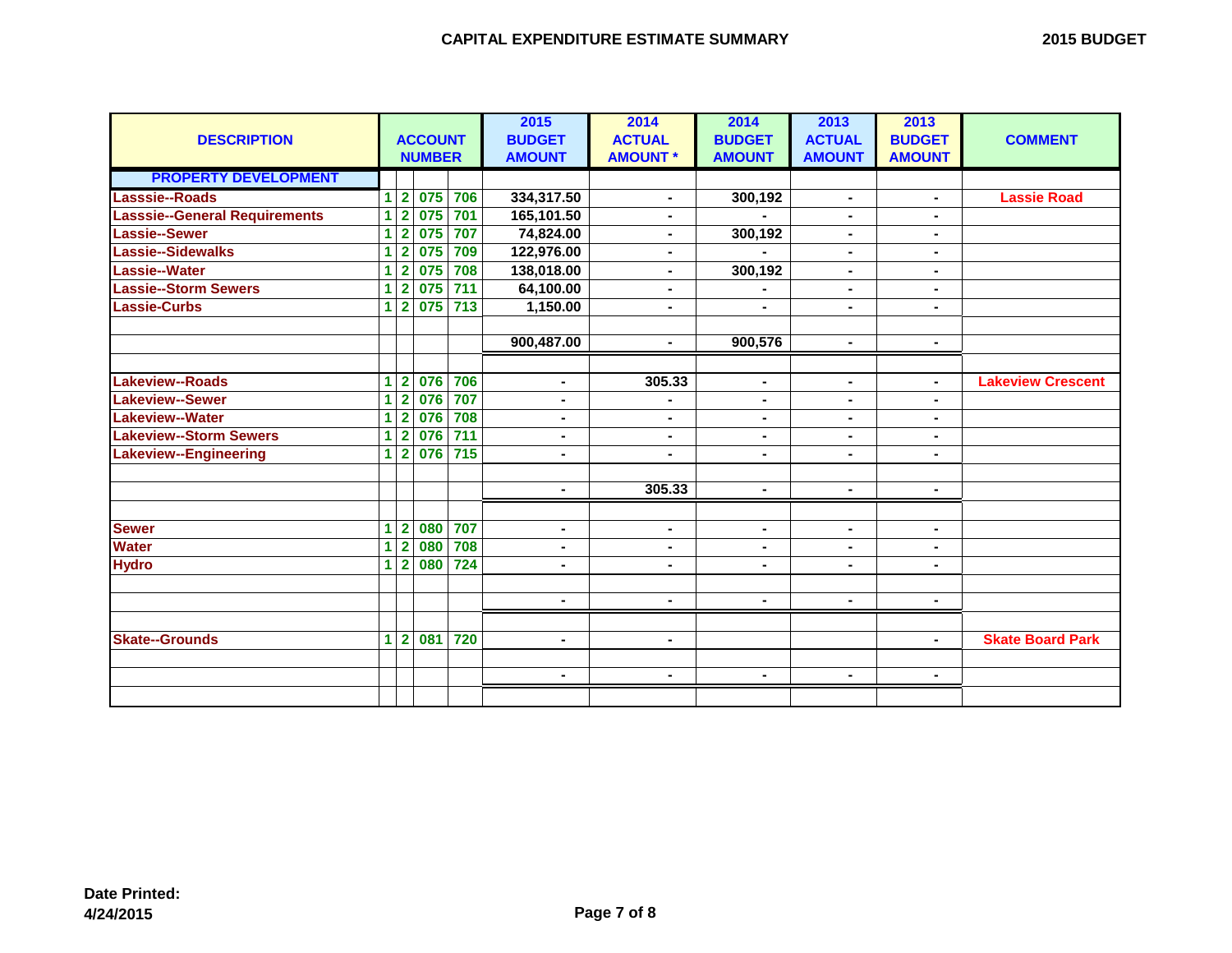## CAPITAL EXPENDITURE ESTIMATE SUMMARY

**2015 BUDGET**

| DESCRIPTION | ACCOUNT NUMBER | | | | 2015 BUDGET AMOUNT | 2014 ACTUAL AMOUNT * | 2014 BUDGET AMOUNT | 2013 ACTUAL AMOUNT | 2013 BUDGET AMOUNT | COMMENT |
|---|---|---|---|---|---|---|---|---|---|---|
| **PROPERTY DEVELOPMENT** | | | | | | | | | | |
| Lasssie--Roads | 1 | 2 | 075 | 706 | 334,317.50 | - | 300,192 | - | - | Lassie Road |
| Lasssie--General Requirements | 1 | 2 | 075 | 701 | 165,101.50 | - | - | - | - | |
| Lassie--Sewer | 1 | 2 | 075 | 707 | 74,824.00 | - | 300,192 | - | - | |
| Lassie--Sidewalks | 1 | 2 | 075 | 709 | 122,976.00 | - | - | - | - | |
| Lassie--Water | 1 | 2 | 075 | 708 | 138,018.00 | - | 300,192 | - | - | |
| Lassie--Storm Sewers | 1 | 2 | 075 | 711 | 64,100.00 | - | - | - | - | |
| Lassie-Curbs | 1 | 2 | 075 | 713 | 1,150.00 | - | - | - | - | |
| | | | | | | | | | | |
| | | | | | 900,487.00 | - | 900,576 | - | - | |
| | | | | | | | | | | |
| Lakeview--Roads | 1 | 2 | 076 | 706 | - | 305.33 | - | - | - | Lakeview Crescent |
| Lakeview--Sewer | 1 | 2 | 076 | 707 | - | - | - | - | - | |
| Lakeview--Water | 1 | 2 | 076 | 708 | - | - | - | - | - | |
| Lakeview--Storm Sewers | 1 | 2 | 076 | 711 | - | - | - | - | - | |
| Lakeview--Engineering | 1 | 2 | 076 | 715 | - | - | - | - | - | |
| | | | | | | | | | | |
| | | | | | - | 305.33 | - | - | - | |
| | | | | | | | | | | |
| Sewer | 1 | 2 | 080 | 707 | - | - | - | - | - | |
| Water | 1 | 2 | 080 | 708 | - | - | - | - | - | |
| Hydro | 1 | 2 | 080 | 724 | - | - | - | - | - | |
| | | | | | | | | | | |
| | | | | | - | - | - | - | - | |
| | | | | | | | | | | |
| Skate--Grounds | 1 | 2 | 081 | 720 | - | - | | | - | Skate Board Park |
| | | | | | | | | | | |
| | | | | | - | - | - | - | - | |
| | | | | | | | | | | |

**Date Printed:**
**4/24/2015**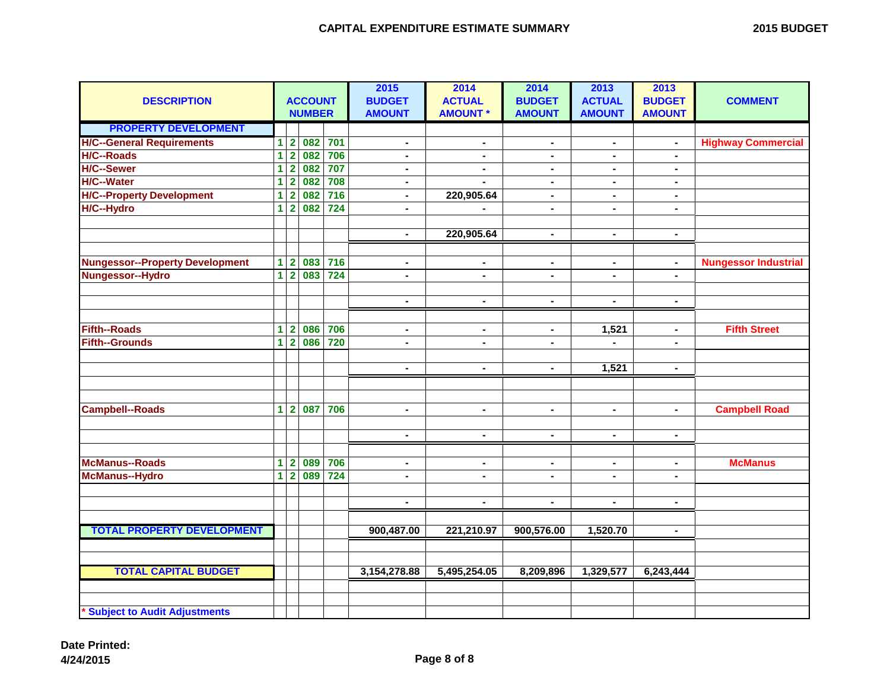## CAPITAL EXPENDITURE ESTIMATE SUMMARY

**2015 BUDGET**

| DESCRIPTION | ACCOUNT NUMBER | | | | 2015 BUDGET AMOUNT | 2014 ACTUAL AMOUNT * | 2014 BUDGET AMOUNT | 2013 ACTUAL AMOUNT | 2013 BUDGET AMOUNT | COMMENT |
|---|---|---|---|---|---|---|---|---|---|---|
| **PROPERTY DEVELOPMENT** | | | | | | | | | | |
| H/C--General Requirements | 1 | 2 | 082 | 701 | - | - | - | - | - | Highway Commercial |
| H/C--Roads | 1 | 2 | 082 | 706 | - | - | - | - | - | |
| H/C--Sewer | 1 | 2 | 082 | 707 | - | - | - | - | - | |
| H/C--Water | 1 | 2 | 082 | 708 | - | - | - | - | - | |
| H/C--Property Development | 1 | 2 | 082 | 716 | - | 220,905.64 | - | - | - | |
| H/C--Hydro | 1 | 2 | 082 | 724 | - | - | - | - | - | |
| | | | | | | | | | | |
| | | | | | - | 220,905.64 | - | - | - | |
| | | | | | | | | | | |
| Nungessor--Property Development | 1 | 2 | 083 | 716 | - | - | - | - | - | Nungessor Industrial |
| Nungessor--Hydro | 1 | 2 | 083 | 724 | - | - | - | - | - | |
| | | | | | | | | | | |
| | | | | | - | - | - | - | - | |
| | | | | | | | | | | |
| Fifth--Roads | 1 | 2 | 086 | 706 | - | - | - | 1,521 | - | Fifth Street |
| Fifth--Grounds | 1 | 2 | 086 | 720 | - | - | - | - | - | |
| | | | | | | | | | | |
| | | | | | - | - | - | 1,521 | - | |
| | | | | | | | | | | |
| Campbell--Roads | 1 | 2 | 087 | 706 | - | - | - | - | - | Campbell Road |
| | | | | | | | | | | |
| | | | | | - | - | - | - | - | |
| | | | | | | | | | | |
| McManus--Roads | 1 | 2 | 089 | 706 | - | - | - | - | - | McManus |
| McManus--Hydro | 1 | 2 | 089 | 724 | - | - | - | - | - | |
| | | | | | | | | | | |
| | | | | | - | - | - | - | - | |
| | | | | | | | | | | |
| **TOTAL PROPERTY DEVELOPMENT** | | | | | 900,487.00 | 221,210.97 | 900,576.00 | 1,520.70 | - | |
| | | | | | | | | | | |
| **TOTAL CAPITAL BUDGET** | | | | | 3,154,278.88 | 5,495,254.05 | 8,209,896 | 1,329,577 | 6,243,444 | |
| | | | | | | | | | | |
| * Subject to Audit Adjustments | | | | | | | | | | |

**Date Printed:**
**4/24/2015**